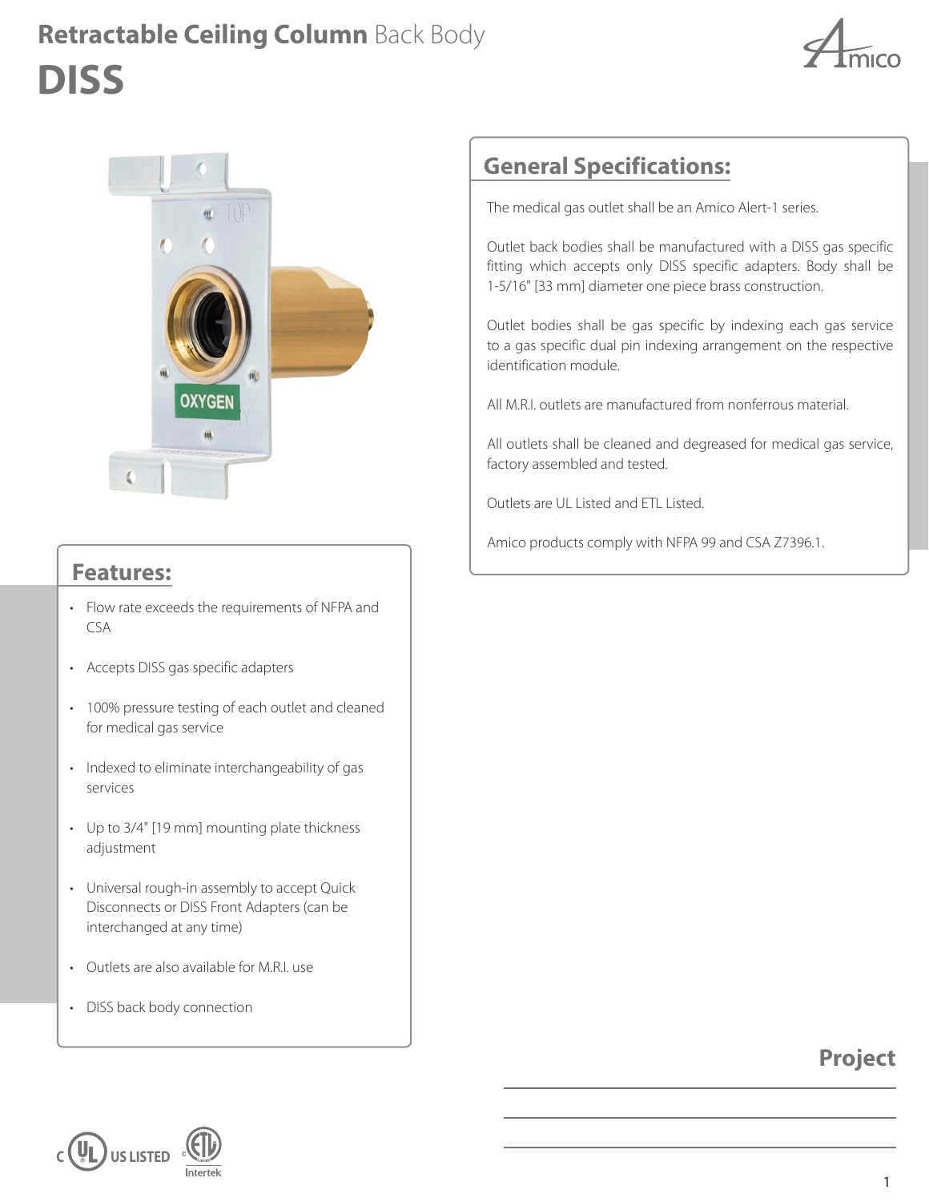# Retractable Ceiling Column Back Body

# DISS

## General Specifications:

The medical gas outlet shall be an Amico Alert-1 series.

Outlet back bodies shall be manufactured with a DISS gas specific fitting which accepts only DISS specific adapters. Body shall be 1-5/16" [33 mm] diameter one piece brass construction.

Outlet bodies shall be gas specific by indexing each gas service to a gas specific dual pin indexing arrangement on the respective identification module.

All M.R.I. outlets are manufactured from nonferrous material.

All outlets shall be cleaned and degreased for medical gas service, factory assembled and tested.

Outlets are UL Listed and ETL Listed.

Amico products comply with NFPA 99 and CSA Z7396.1.

## Features:

- Flow rate exceeds the requirements of NFPA and CSA
- Accepts DISS gas specific adapters
- 100% pressure testing of each outlet and cleaned for medical gas service
- Indexed to eliminate interchangeability of gas services
- Up to 3/4" [19 mm] mounting plate thickness adjustment
- Universal rough-in assembly to accept Quick Disconnects or DISS Front Adapters (can be interchanged at any time)
- Outlets are also available for M.R.I. use
- DISS back body connection

## Project

---

---

---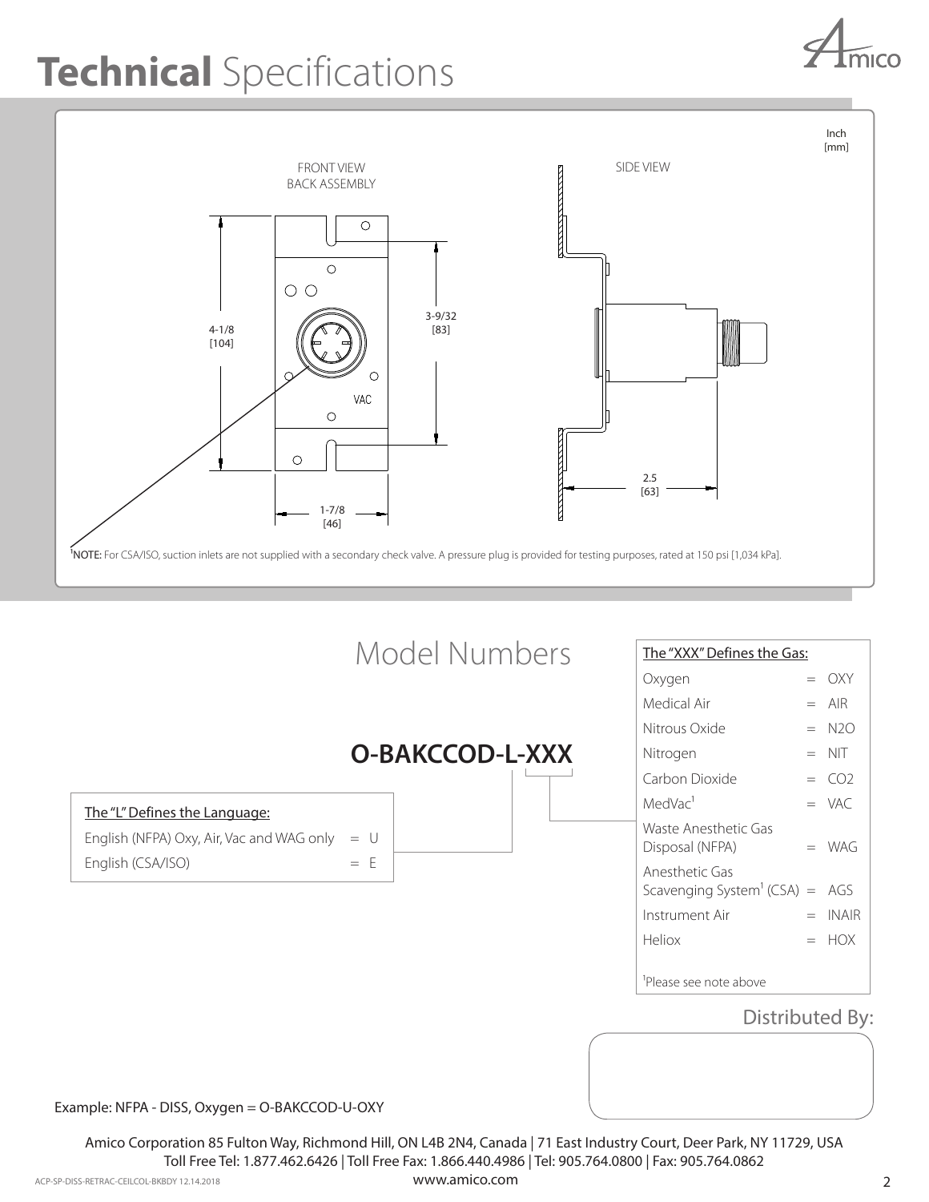# **Technical** Specifications

Inch
[mm]

FRONT VIEW
BACK ASSEMBLY

SIDE VIEW

4-1/8
[104]

3-9/32
[83]

VAC

1-7/8
[46]

2.5
[63]

[1]**NOTE:** For CSA/ISO, suction inlets are not supplied with a secondary check valve. A pressure plug is provided for testing purposes, rated at 150 psi [1,034 kPa].

## Model Numbers

**O-BAKCCOD-L-XXX**

| The "L" Defines the Language: | | |
|---|---|---|
| English (NFPA) Oxy, Air, Vac and WAG only | = | U |
| English (CSA/ISO) | = | E |

| The "XXX" Defines the Gas: | | |
|---|---|---|
| Oxygen | = | OXY |
| Medical Air | = | AIR |
| Nitrous Oxide | = | N2O |
| Nitrogen | = | NIT |
| Carbon Dioxide | = | CO2 |
| MedVac[1] | = | VAC |
| Waste Anesthetic Gas Disposal (NFPA) | = | WAG |
| Anesthetic Gas Scavenging System[1] (CSA) | = | AGS |
| Instrument Air | = | INAIR |
| Heliox | = | HOX |

[1]Please see note above

Distributed By:

Example: NFPA - DISS, Oxygen = O-BAKCCOD-U-OXY

Amico Corporation 85 Fulton Way, Richmond Hill, ON L4B 2N4, Canada | 71 East Industry Court, Deer Park, NY 11729, USA
Toll Free Tel: 1.877.462.6426 | Toll Free Fax: 1.866.440.4986 | Tel: 905.764.0800 | Fax: 905.764.0862
www.amico.com

ACP-SP-DISS-RETRAC-CEILCOL-BKBDY 12.14.2018